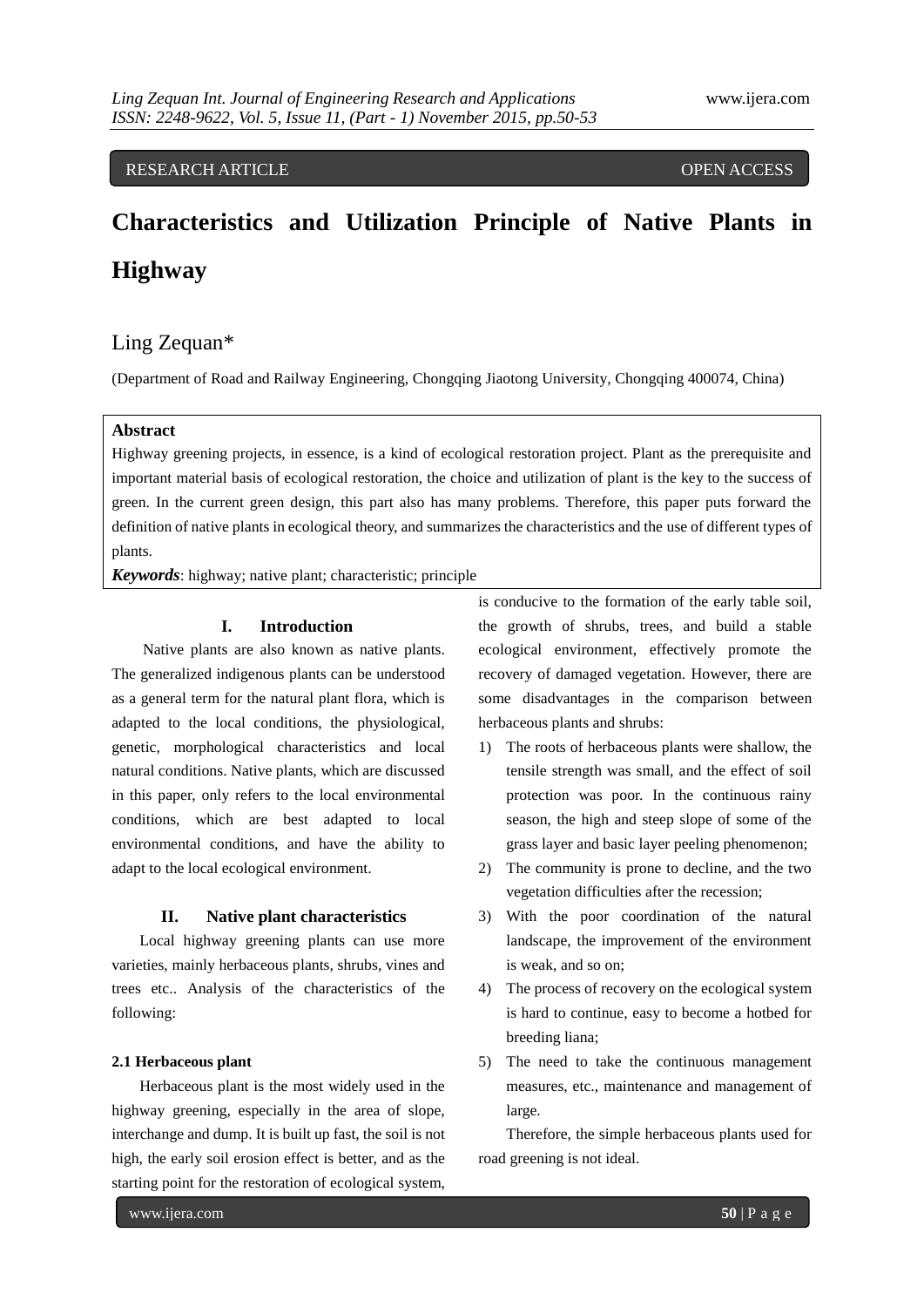RESEARCH ARTICLE OPEN ACCESS

# Characteristics and Utilization Principle of Native Plants in Highway

Ling Zequan*

(Department of Road and Railway Engineering, Chongqing Jiaotong University, Chongqing 400074, China)

**Abstract**

Highway greening projects, in essence, is a kind of ecological restoration project. Plant as the prerequisite and important material basis of ecological restoration, the choice and utilization of plant is the key to the success of green. In the current green design, this part also has many problems. Therefore, this paper puts forward the definition of native plants in ecological theory, and summarizes the characteristics and the use of different types of plants.

***Keywords***: highway; native plant; characteristic; principle

## I. Introduction

Native plants are also known as native plants. The generalized indigenous plants can be understood as a general term for the natural plant flora, which is adapted to the local conditions, the physiological, genetic, morphological characteristics and local natural conditions. Native plants, which are discussed in this paper, only refers to the local environmental conditions, which are best adapted to local environmental conditions, and have the ability to adapt to the local ecological environment.

## II. Native plant characteristics

Local highway greening plants can use more varieties, mainly herbaceous plants, shrubs, vines and trees etc.. Analysis of the characteristics of the following:

### 2.1 Herbaceous plant

Herbaceous plant is the most widely used in the highway greening, especially in the area of slope, interchange and dump. It is built up fast, the soil is not high, the early soil erosion effect is better, and as the starting point for the restoration of ecological system, is conducive to the formation of the early table soil, the growth of shrubs, trees, and build a stable ecological environment, effectively promote the recovery of damaged vegetation. However, there are some disadvantages in the comparison between herbaceous plants and shrubs:

1) The roots of herbaceous plants were shallow, the tensile strength was small, and the effect of soil protection was poor. In the continuous rainy season, the high and steep slope of some of the grass layer and basic layer peeling phenomenon;
2) The community is prone to decline, and the two vegetation difficulties after the recession;
3) With the poor coordination of the natural landscape, the improvement of the environment is weak, and so on;
4) The process of recovery on the ecological system is hard to continue, easy to become a hotbed for breeding liana;
5) The need to take the continuous management measures, etc., maintenance and management of large.

Therefore, the simple herbaceous plants used for road greening is not ideal.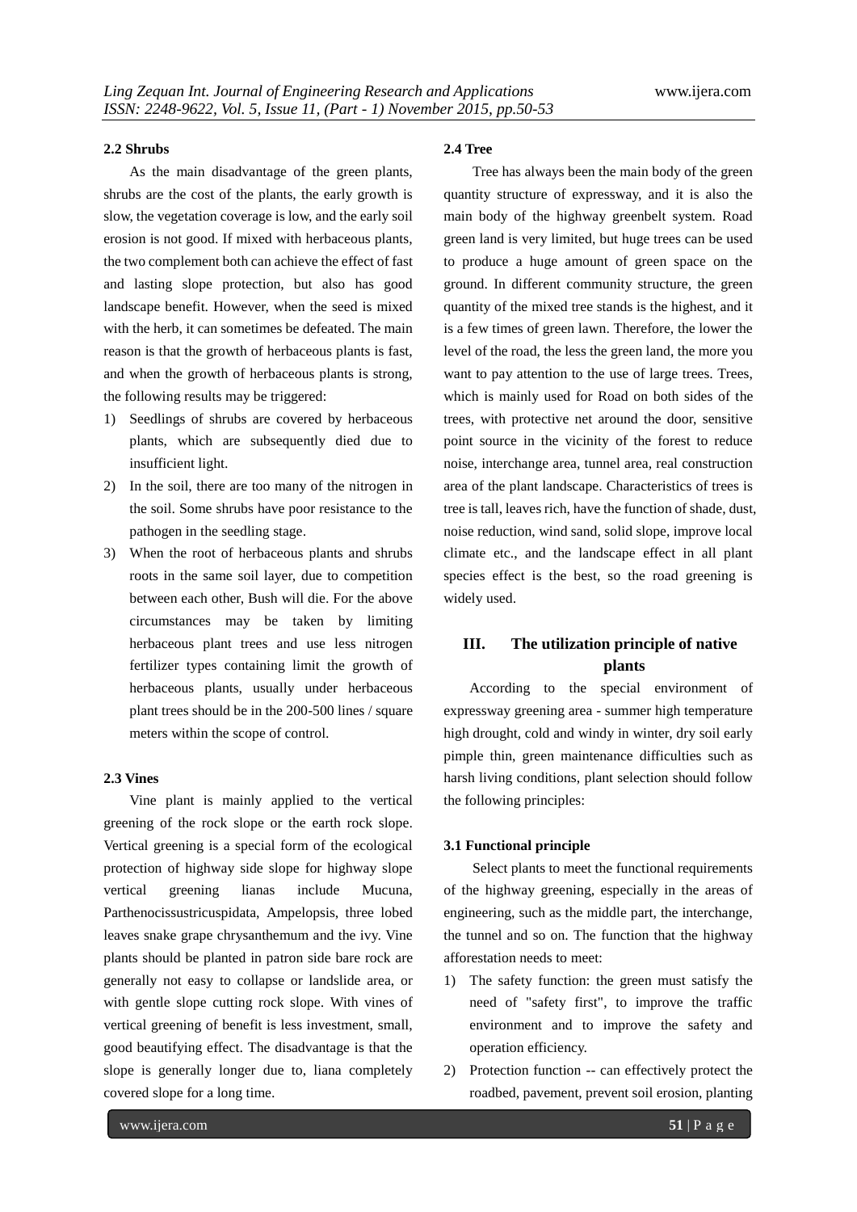### 2.2 Shrubs

As the main disadvantage of the green plants, shrubs are the cost of the plants, the early growth is slow, the vegetation coverage is low, and the early soil erosion is not good. If mixed with herbaceous plants, the two complement both can achieve the effect of fast and lasting slope protection, but also has good landscape benefit. However, when the seed is mixed with the herb, it can sometimes be defeated. The main reason is that the growth of herbaceous plants is fast, and when the growth of herbaceous plants is strong, the following results may be triggered:

1) Seedlings of shrubs are covered by herbaceous plants, which are subsequently died due to insufficient light.
2) In the soil, there are too many of the nitrogen in the soil. Some shrubs have poor resistance to the pathogen in the seedling stage.
3) When the root of herbaceous plants and shrubs roots in the same soil layer, due to competition between each other, Bush will die. For the above circumstances may be taken by limiting herbaceous plant trees and use less nitrogen fertilizer types containing limit the growth of herbaceous plants, usually under herbaceous plant trees should be in the 200-500 lines / square meters within the scope of control.

### 2.3 Vines

Vine plant is mainly applied to the vertical greening of the rock slope or the earth rock slope. Vertical greening is a special form of the ecological protection of highway side slope for highway slope vertical greening lianas include Mucuna, Parthenocissustricuspidata, Ampelopsis, three lobed leaves snake grape chrysanthemum and the ivy. Vine plants should be planted in patron side bare rock are generally not easy to collapse or landslide area, or with gentle slope cutting rock slope. With vines of vertical greening of benefit is less investment, small, good beautifying effect. The disadvantage is that the slope is generally longer due to, liana completely covered slope for a long time.

### 2.4 Tree

Tree has always been the main body of the green quantity structure of expressway, and it is also the main body of the highway greenbelt system. Road green land is very limited, but huge trees can be used to produce a huge amount of green space on the ground. In different community structure, the green quantity of the mixed tree stands is the highest, and it is a few times of green lawn. Therefore, the lower the level of the road, the less the green land, the more you want to pay attention to the use of large trees. Trees, which is mainly used for Road on both sides of the trees, with protective net around the door, sensitive point source in the vicinity of the forest to reduce noise, interchange area, tunnel area, real construction area of the plant landscape. Characteristics of trees is tree is tall, leaves rich, have the function of shade, dust, noise reduction, wind sand, solid slope, improve local climate etc., and the landscape effect in all plant species effect is the best, so the road greening is widely used.

## III. The utilization principle of native plants

According to the special environment of expressway greening area - summer high temperature high drought, cold and windy in winter, dry soil early pimple thin, green maintenance difficulties such as harsh living conditions, plant selection should follow the following principles:

### 3.1 Functional principle

Select plants to meet the functional requirements of the highway greening, especially in the areas of engineering, such as the middle part, the interchange, the tunnel and so on. The function that the highway afforestation needs to meet:

1) The safety function: the green must satisfy the need of "safety first", to improve the traffic environment and to improve the safety and operation efficiency.
2) Protection function -- can effectively protect the roadbed, pavement, prevent soil erosion, planting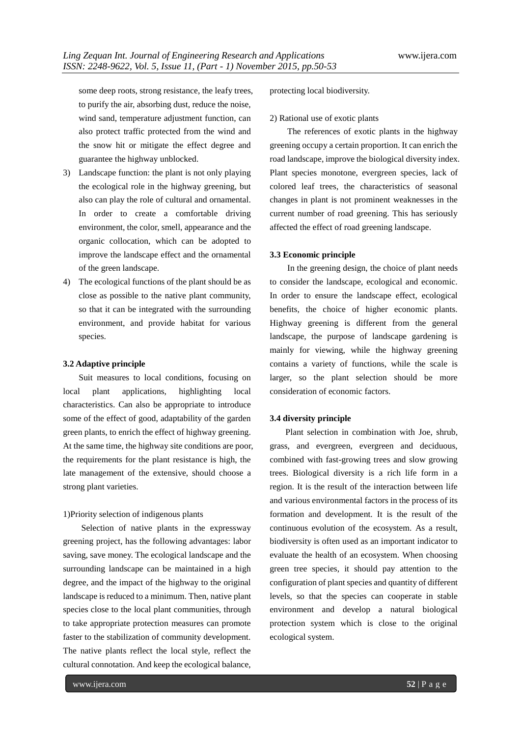some deep roots, strong resistance, the leafy trees, to purify the air, absorbing dust, reduce the noise, wind sand, temperature adjustment function, can also protect traffic protected from the wind and the snow hit or mitigate the effect degree and guarantee the highway unblocked.

3) Landscape function: the plant is not only playing the ecological role in the highway greening, but also can play the role of cultural and ornamental. In order to create a comfortable driving environment, the color, smell, appearance and the organic collocation, which can be adopted to improve the landscape effect and the ornamental of the green landscape.
4) The ecological functions of the plant should be as close as possible to the native plant community, so that it can be integrated with the surrounding environment, and provide habitat for various species.

**3.2 Adaptive principle**

Suit measures to local conditions, focusing on local plant applications, highlighting local characteristics. Can also be appropriate to introduce some of the effect of good, adaptability of the garden green plants, to enrich the effect of highway greening. At the same time, the highway site conditions are poor, the requirements for the plant resistance is high, the late management of the extensive, should choose a strong plant varieties.

1)Priority selection of indigenous plants

Selection of native plants in the expressway greening project, has the following advantages: labor saving, save money. The ecological landscape and the surrounding landscape can be maintained in a high degree, and the impact of the highway to the original landscape is reduced to a minimum. Then, native plant species close to the local plant communities, through to take appropriate protection measures can promote faster to the stabilization of community development. The native plants reflect the local style, reflect the cultural connotation. And keep the ecological balance, protecting local biodiversity.

2) Rational use of exotic plants

The references of exotic plants in the highway greening occupy a certain proportion. It can enrich the road landscape, improve the biological diversity index. Plant species monotone, evergreen species, lack of colored leaf trees, the characteristics of seasonal changes in plant is not prominent weaknesses in the current number of road greening. This has seriously affected the effect of road greening landscape.

**3.3 Economic principle**

In the greening design, the choice of plant needs to consider the landscape, ecological and economic. In order to ensure the landscape effect, ecological benefits, the choice of higher economic plants. Highway greening is different from the general landscape, the purpose of landscape gardening is mainly for viewing, while the highway greening contains a variety of functions, while the scale is larger, so the plant selection should be more consideration of economic factors.

**3.4 diversity principle**

Plant selection in combination with Joe, shrub, grass, and evergreen, evergreen and deciduous, combined with fast-growing trees and slow growing trees. Biological diversity is a rich life form in a region. It is the result of the interaction between life and various environmental factors in the process of its formation and development. It is the result of the continuous evolution of the ecosystem. As a result, biodiversity is often used as an important indicator to evaluate the health of an ecosystem. When choosing green tree species, it should pay attention to the configuration of plant species and quantity of different levels, so that the species can cooperate in stable environment and develop a natural biological protection system which is close to the original ecological system.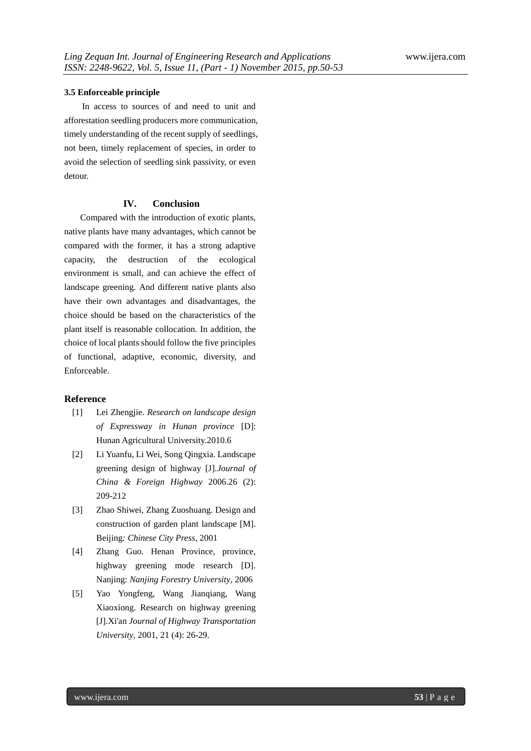### 3.5 Enforceable principle

In access to sources of and need to unit and afforestation seedling producers more communication, timely understanding of the recent supply of seedlings, not been, timely replacement of species, in order to avoid the selection of seedling sink passivity, or even detour.

## IV. Conclusion

Compared with the introduction of exotic plants, native plants have many advantages, which cannot be compared with the former, it has a strong adaptive capacity, the destruction of the ecological environment is small, and can achieve the effect of landscape greening. And different native plants also have their own advantages and disadvantages, the choice should be based on the characteristics of the plant itself is reasonable collocation. In addition, the choice of local plants should follow the five principles of functional, adaptive, economic, diversity, and Enforceable.

## Reference

[1] Lei Zhengjie. *Research on landscape design of Expressway in Hunan province* [D]: Hunan Agricultural University.2010.6

[2] Li Yuanfu, Li Wei, Song Qingxia. Landscape greening design of highway [J].*Journal of China & Foreign Highway* 2006.26 (2): 209-212

[3] Zhao Shiwei, Zhang Zuoshuang. Design and construction of garden plant landscape [M]. Beijing*: Chinese City Press*, 2001

[4] Zhang Guo. Henan Province, province, highway greening mode research [D]. Nanjing: *Nanjing Forestry University*, 2006

[5] Yao Yongfeng, Wang Jianqiang, Wang Xiaoxiong. Research on highway greening [J].Xi'an *Journal of Highway Transportation University*, 2001, 21 (4): 26-29.